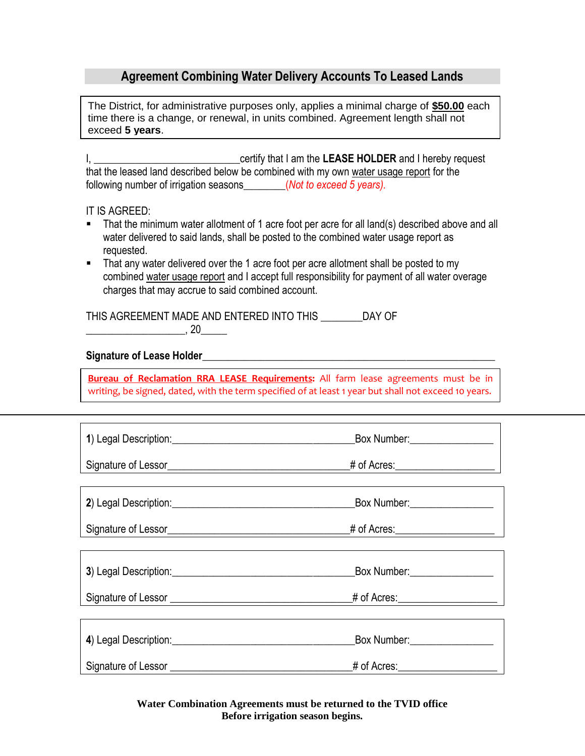## Agreement Combining Water Delivery Accounts To Leased Lands

The District, for administrative purposes only, applies a minimal charge of **$50.00** each time there is a change, or renewal, in units combined. Agreement length shall not exceed **5 years**.

I, ____________________________certify that I am the **LEASE HOLDER** and I hereby request that the leased land described below be combined with my own water usage report for the following number of irrigation seasons________*(Not to exceed 5 years).*

IT IS AGREED:

- That the minimum water allotment of 1 acre foot per acre for all land(s) described above and all water delivered to said lands, shall be posted to the combined water usage report as requested.
- That any water delivered over the 1 acre foot per acre allotment shall be posted to my combined water usage report and I accept full responsibility for payment of all water overage charges that may accrue to said combined account.

THIS AGREEMENT MADE AND ENTERED INTO THIS ________DAY OF ___________________, 20_____

**Signature of Lease Holder**__________________________________________________________

**Bureau of Reclamation RRA LEASE Requirements:** All farm lease agreements must be in writing, be signed, dated, with the term specified of at least 1 year but shall not exceed 10 years.

---

**1**) Legal Description:____________________________________Box Number:________________

Signature of Lessor____________________________________# of Acres:___________________

**2**) Legal Description:____________________________________Box Number:________________

Signature of Lessor____________________________________# of Acres:___________________

**3**) Legal Description:____________________________________Box Number:________________

Signature of Lessor ____________________________________# of Acres:___________________

**4**) Legal Description:____________________________________Box Number:________________

Signature of Lessor ____________________________________# of Acres:___________________

**Water Combination Agreements must be returned to the TVID office Before irrigation season begins.**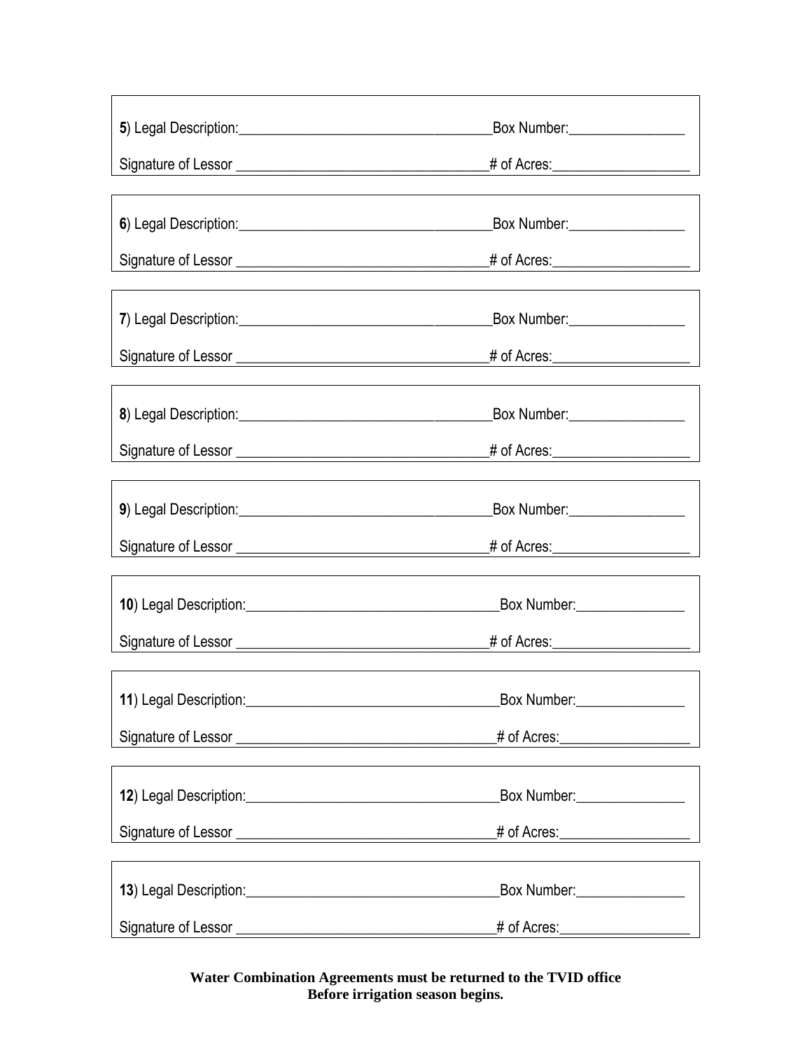**5**) Legal Description:_________________________________Box Number:_______________

Signature of Lessor _________________________________# of Acres:_________________

**6**) Legal Description:_________________________________Box Number:_______________

Signature of Lessor _________________________________# of Acres:_________________

**7**) Legal Description:_________________________________Box Number:_______________

Signature of Lessor _________________________________# of Acres:_________________

**8**) Legal Description:_________________________________Box Number:_______________

Signature of Lessor _________________________________# of Acres:_________________

**9**) Legal Description:_________________________________Box Number:_______________

Signature of Lessor _________________________________# of Acres:_________________

**10**) Legal Description:_________________________________Box Number:_______________

Signature of Lessor _________________________________# of Acres:_________________

**11**) Legal Description:_________________________________Box Number:_______________

Signature of Lessor _________________________________# of Acres:_________________

**12**) Legal Description:_________________________________Box Number:_______________

Signature of Lessor _________________________________# of Acres:_________________

**13**) Legal Description:_________________________________Box Number:_______________

Signature of Lessor _________________________________# of Acres:_________________

**Water Combination Agreements must be returned to the TVID office**
**Before irrigation season begins.**